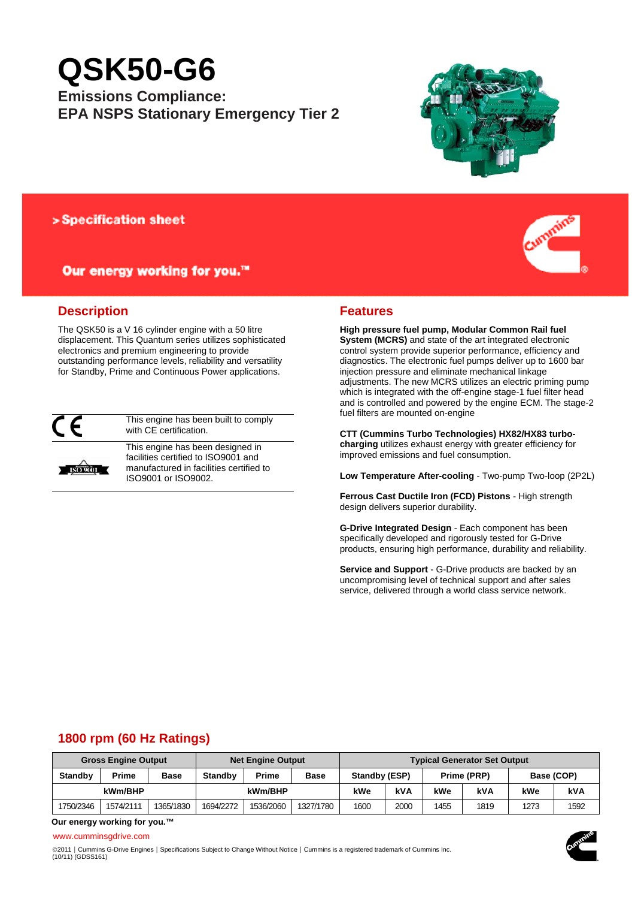# QSK50-G6

## Emissions Compliance:
## EPA NSPS Stationary Emergency Tier 2

> Specification sheet

**Our energy working for you.™**

## Description

The QSK50 is a V 16 cylinder engine with a 50 litre displacement. This Quantum series utilizes sophisticated electronics and premium engineering to provide outstanding performance levels, reliability and versatility for Standby, Prime and Continuous Power applications.

| | |
|---|---|
| CE | This engine has been built to comply with CE certification. |
| ISO 9001 | This engine has been designed in facilities certified to ISO9001 and manufactured in facilities certified to ISO9001 or ISO9002. |

## Features

**High pressure fuel pump, Modular Common Rail fuel System (MCRS)** and state of the art integrated electronic control system provide superior performance, efficiency and diagnostics. The electronic fuel pumps deliver up to 1600 bar injection pressure and eliminate mechanical linkage adjustments. The new MCRS utilizes an electric priming pump which is integrated with the off-engine stage-1 fuel filter head and is controlled and powered by the engine ECM. The stage-2 fuel filters are mounted on-engine

**CTT (Cummins Turbo Technologies) HX82/HX83 turbo-charging** utilizes exhaust energy with greater efficiency for improved emissions and fuel consumption.

**Low Temperature After-cooling** - Two-pump Two-loop (2P2L)

**Ferrous Cast Ductile Iron (FCD) Pistons** - High strength design delivers superior durability.

**G-Drive Integrated Design** - Each component has been specifically developed and rigorously tested for G-Drive products, ensuring high performance, durability and reliability.

**Service and Support** - G-Drive products are backed by an uncompromising level of technical support and after sales service, delivered through a world class service network.

## 1800 rpm (60 Hz Ratings)

| Gross Engine Output | | | Net Engine Output | | | Typical Generator Set Output | | | | | |
|---|---|---|---|---|---|---|---|---|---|---|---|
| Standby | Prime | Base | Standby | Prime | Base | Standby (ESP) | | Prime (PRP) | | Base (COP) | |
| kWm/BHP | | | kWm/BHP | | | kWe | kVA | kWe | kVA | kWe | kVA |
| 1750/2346 | 1574/2111 | 1365/1830 | 1694/2272 | 1536/2060 | 1327/1780 | 1600 | 2000 | 1455 | 1819 | 1273 | 1592 |

**Our energy working for you.™**

www.cumminsgdrive.com

©2011 | Cummins G-Drive Engines | Specifications Subject to Change Without Notice | Cummins is a registered trademark of Cummins Inc.
(10/11) (GDSS161)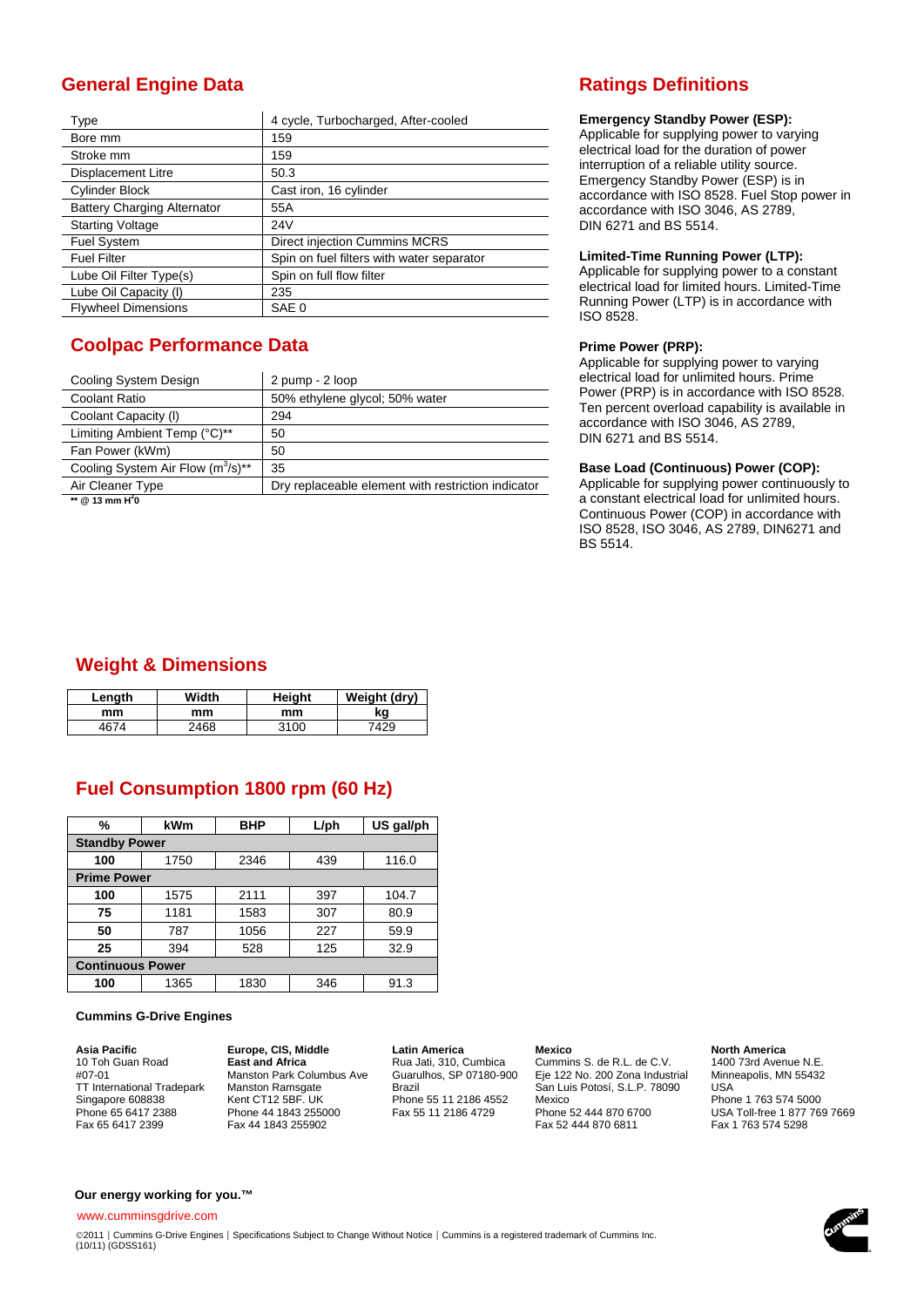## General Engine Data

| | |
|---|---|
| Type | 4 cycle, Turbocharged, After-cooled |
| Bore mm | 159 |
| Stroke mm | 159 |
| Displacement Litre | 50.3 |
| Cylinder Block | Cast iron, 16 cylinder |
| Battery Charging Alternator | 55A |
| Starting Voltage | 24V |
| Fuel System | Direct injection Cummins MCRS |
| Fuel Filter | Spin on fuel filters with water separator |
| Lube Oil Filter Type(s) | Spin on full flow filter |
| Lube Oil Capacity (l) | 235 |
| Flywheel Dimensions | SAE 0 |

## Coolpac Performance Data

| | |
|---|---|
| Cooling System Design | 2 pump - 2 loop |
| Coolant Ratio | 50% ethylene glycol; 50% water |
| Coolant Capacity (l) | 294 |
| Limiting Ambient Temp (°C)** | 50 |
| Fan Power (kWm) | 50 |
| Cooling System Air Flow ($m^3$/s)** | 35 |
| Air Cleaner Type | Dry replaceable element with restriction indicator |

** @ 13 mm $H^2$0

## Weight & Dimensions

| Length | Width | Height | Weight (dry) |
|---|---|---|---|
| mm | mm | mm | kg |
| 4674 | 2468 | 3100 | 7429 |

## Fuel Consumption 1800 rpm (60 Hz)

| % | kWm | BHP | L/ph | US gal/ph |
|---|---|---|---|---|
| **Standby Power** | | | | |
| 100 | 1750 | 2346 | 439 | 116.0 |
| **Prime Power** | | | | |
| 100 | 1575 | 2111 | 397 | 104.7 |
| 75 | 1181 | 1583 | 307 | 80.9 |
| 50 | 787 | 1056 | 227 | 59.9 |
| 25 | 394 | 528 | 125 | 32.9 |
| **Continuous Power** | | | | |
| 100 | 1365 | 1830 | 346 | 91.3 |

## Ratings Definitions

**Emergency Standby Power (ESP):**
Applicable for supplying power to varying electrical load for the duration of power interruption of a reliable utility source. Emergency Standby Power (ESP) is in accordance with ISO 8528. Fuel Stop power in accordance with ISO 3046, AS 2789, DIN 6271 and BS 5514.

**Limited-Time Running Power (LTP):**
Applicable for supplying power to a constant electrical load for limited hours. Limited-Time Running Power (LTP) is in accordance with ISO 8528.

**Prime Power (PRP):**
Applicable for supplying power to varying electrical load for unlimited hours. Prime Power (PRP) is in accordance with ISO 8528. Ten percent overload capability is available in accordance with ISO 3046, AS 2789, DIN 6271 and BS 5514.

**Base Load (Continuous) Power (COP):**
Applicable for supplying power continuously to a constant electrical load for unlimited hours. Continuous Power (COP) in accordance with ISO 8528, ISO 3046, AS 2789, DIN6271 and BS 5514.

**Cummins G-Drive Engines**

**Asia Pacific**
10 Toh Guan Road
#07-01
TT International Tradepark
Singapore 608838
Phone 65 6417 2388
Fax 65 6417 2399

**Europe, CIS, Middle East and Africa**
Manston Park Columbus Ave
Manston Ramsgate
Kent CT12 5BF. UK
Phone 44 1843 255000
Fax 44 1843 255902

**Latin America**
Rua Jati, 310, Cumbica
Guarulhos, SP 07180-900
Brazil
Phone 55 11 2186 4552
Fax 55 11 2186 4729

**Mexico**
Cummins S. de R.L. de C.V.
Eje 122 No. 200 Zona Industrial
San Luis Potosí, S.L.P. 78090
Mexico
Phone 52 444 870 6700
Fax 52 444 870 6811

**North America**
1400 73rd Avenue N.E.
Minneapolis, MN 55432
USA
Phone 1 763 574 5000
USA Toll-free 1 877 769 7669
Fax 1 763 574 5298

**Our energy working for you.™**

www.cumminsgdrive.com

©2011 | Cummins G-Drive Engines | Specifications Subject to Change Without Notice | Cummins is a registered trademark of Cummins Inc.
(10/11) (GDSS161)